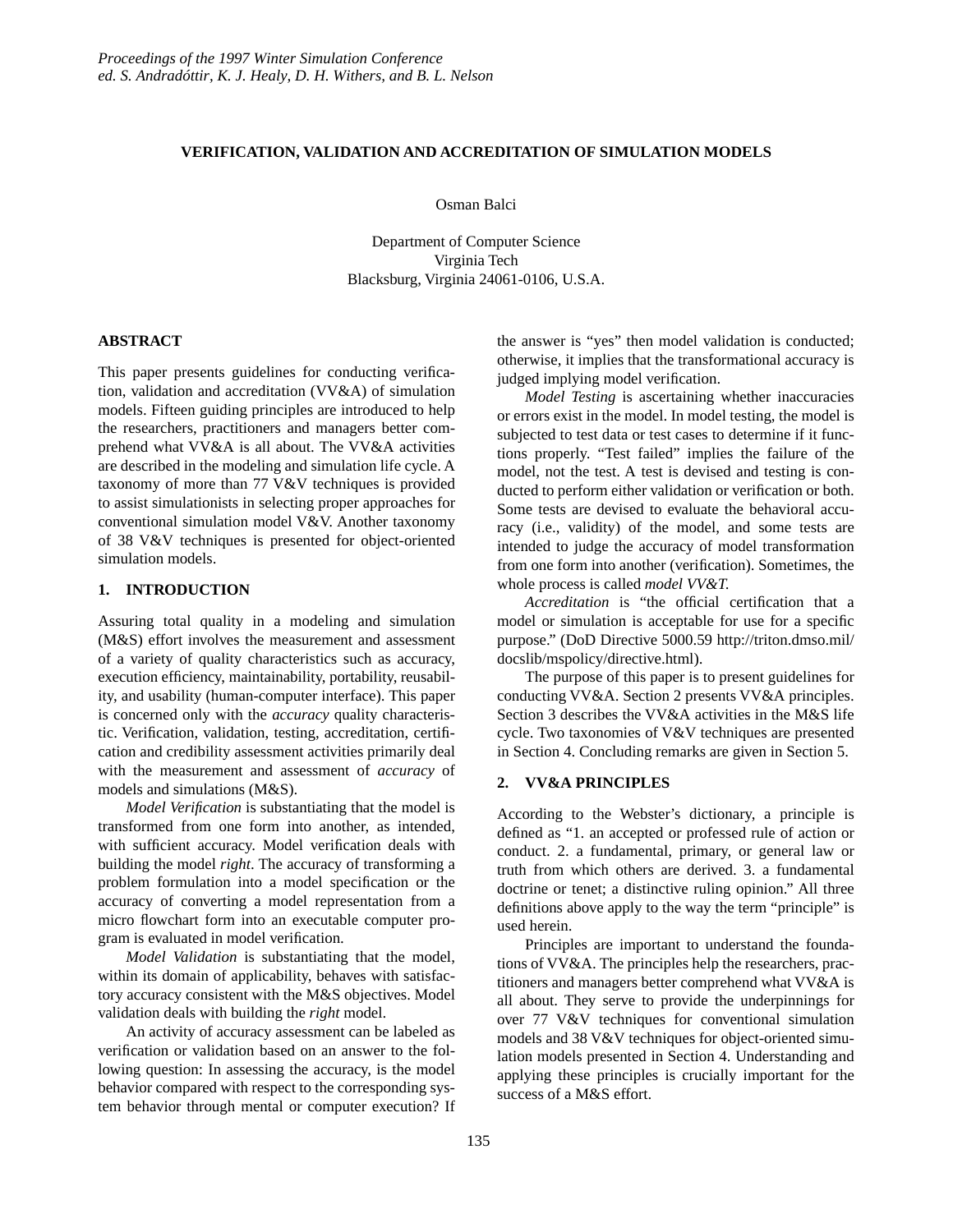# VERIFICATION, VALIDATION AND ACCREDITATION OF SIMULATION MODELS

Osman Balci

Department of Computer Science
Virginia Tech
Blacksburg, Virginia 24061-0106, U.S.A.

## ABSTRACT

This paper presents guidelines for conducting verification, validation and accreditation (VV&A) of simulation models. Fifteen guiding principles are introduced to help the researchers, practitioners and managers better comprehend what VV&A is all about. The VV&A activities are described in the modeling and simulation life cycle. A taxonomy of more than 77 V&V techniques is provided to assist simulationists in selecting proper approaches for conventional simulation model V&V. Another taxonomy of 38 V&V techniques is presented for object-oriented simulation models.

## 1. INTRODUCTION

Assuring total quality in a modeling and simulation (M&S) effort involves the measurement and assessment of a variety of quality characteristics such as accuracy, execution efficiency, maintainability, portability, reusability, and usability (human-computer interface). This paper is concerned only with the *accuracy* quality characteristic. Verification, validation, testing, accreditation, certification and credibility assessment activities primarily deal with the measurement and assessment of *accuracy* of models and simulations (M&S).

*Model Verification* is substantiating that the model is transformed from one form into another, as intended, with sufficient accuracy. Model verification deals with building the model *right*. The accuracy of transforming a problem formulation into a model specification or the accuracy of converting a model representation from a micro flowchart form into an executable computer program is evaluated in model verification.

*Model Validation* is substantiating that the model, within its domain of applicability, behaves with satisfactory accuracy consistent with the M&S objectives. Model validation deals with building the *right* model.

An activity of accuracy assessment can be labeled as verification or validation based on an answer to the following question: In assessing the accuracy, is the model behavior compared with respect to the corresponding system behavior through mental or computer execution? If the answer is "yes" then model validation is conducted; otherwise, it implies that the transformational accuracy is judged implying model verification.

*Model Testing* is ascertaining whether inaccuracies or errors exist in the model. In model testing, the model is subjected to test data or test cases to determine if it functions properly. "Test failed" implies the failure of the model, not the test. A test is devised and testing is conducted to perform either validation or verification or both. Some tests are devised to evaluate the behavioral accuracy (i.e., validity) of the model, and some tests are intended to judge the accuracy of model transformation from one form into another (verification). Sometimes, the whole process is called *model VV&T.*

*Accreditation* is "the official certification that a model or simulation is acceptable for use for a specific purpose." (DoD Directive 5000.59 http://triton.dmso.mil/docslib/mspolicy/directive.html).

The purpose of this paper is to present guidelines for conducting VV&A. Section 2 presents VV&A principles. Section 3 describes the VV&A activities in the M&S life cycle. Two taxonomies of V&V techniques are presented in Section 4. Concluding remarks are given in Section 5.

## 2. VV&A PRINCIPLES

According to the Webster's dictionary, a principle is defined as "1. an accepted or professed rule of action or conduct. 2. a fundamental, primary, or general law or truth from which others are derived. 3. a fundamental doctrine or tenet; a distinctive ruling opinion." All three definitions above apply to the way the term "principle" is used herein.

Principles are important to understand the foundations of VV&A. The principles help the researchers, practitioners and managers better comprehend what VV&A is all about. They serve to provide the underpinnings for over 77 V&V techniques for conventional simulation models and 38 V&V techniques for object-oriented simulation models presented in Section 4. Understanding and applying these principles is crucially important for the success of a M&S effort.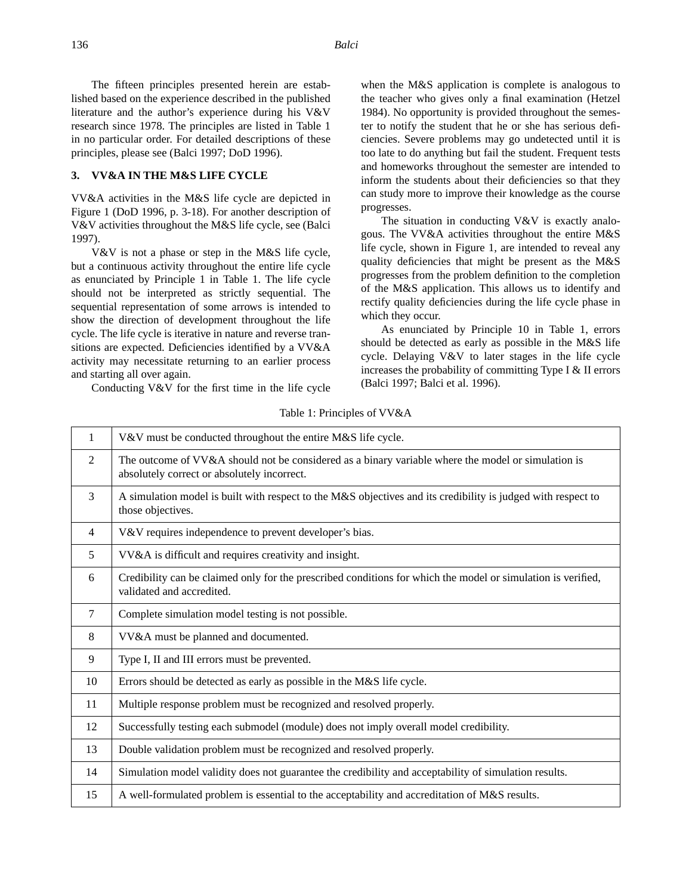The fifteen principles presented herein are established based on the experience described in the published literature and the author's experience during his V&V research since 1978. The principles are listed in Table 1 in no particular order. For detailed descriptions of these principles, please see (Balci 1997; DoD 1996).

## 3. VV&A IN THE M&S LIFE CYCLE

VV&A activities in the M&S life cycle are depicted in Figure 1 (DoD 1996, p. 3-18). For another description of V&V activities throughout the M&S life cycle, see (Balci 1997).

V&V is not a phase or step in the M&S life cycle, but a continuous activity throughout the entire life cycle as enunciated by Principle 1 in Table 1. The life cycle should not be interpreted as strictly sequential. The sequential representation of some arrows is intended to show the direction of development throughout the life cycle. The life cycle is iterative in nature and reverse transitions are expected. Deficiencies identified by a VV&A activity may necessitate returning to an earlier process and starting all over again.

Conducting V&V for the first time in the life cycle when the M&S application is complete is analogous to the teacher who gives only a final examination (Hetzel 1984). No opportunity is provided throughout the semester to notify the student that he or she has serious deficiencies. Severe problems may go undetected until it is too late to do anything but fail the student. Frequent tests and homeworks throughout the semester are intended to inform the students about their deficiencies so that they can study more to improve their knowledge as the course progresses.

The situation in conducting V&V is exactly analogous. The VV&A activities throughout the entire M&S life cycle, shown in Figure 1, are intended to reveal any quality deficiencies that might be present as the M&S progresses from the problem definition to the completion of the M&S application. This allows us to identify and rectify quality deficiencies during the life cycle phase in which they occur.

As enunciated by Principle 10 in Table 1, errors should be detected as early as possible in the M&S life cycle. Delaying V&V to later stages in the life cycle increases the probability of committing Type I & II errors (Balci 1997; Balci et al. 1996).

Table 1: Principles of VV&A

| # | Principle |
|---|---|
| 1 | V&V must be conducted throughout the entire M&S life cycle. |
| 2 | The outcome of VV&A should not be considered as a binary variable where the model or simulation is absolutely correct or absolutely incorrect. |
| 3 | A simulation model is built with respect to the M&S objectives and its credibility is judged with respect to those objectives. |
| 4 | V&V requires independence to prevent developer's bias. |
| 5 | VV&A is difficult and requires creativity and insight. |
| 6 | Credibility can be claimed only for the prescribed conditions for which the model or simulation is verified, validated and accredited. |
| 7 | Complete simulation model testing is not possible. |
| 8 | VV&A must be planned and documented. |
| 9 | Type I, II and III errors must be prevented. |
| 10 | Errors should be detected as early as possible in the M&S life cycle. |
| 11 | Multiple response problem must be recognized and resolved properly. |
| 12 | Successfully testing each submodel (module) does not imply overall model credibility. |
| 13 | Double validation problem must be recognized and resolved properly. |
| 14 | Simulation model validity does not guarantee the credibility and acceptability of simulation results. |
| 15 | A well-formulated problem is essential to the acceptability and accreditation of M&S results. |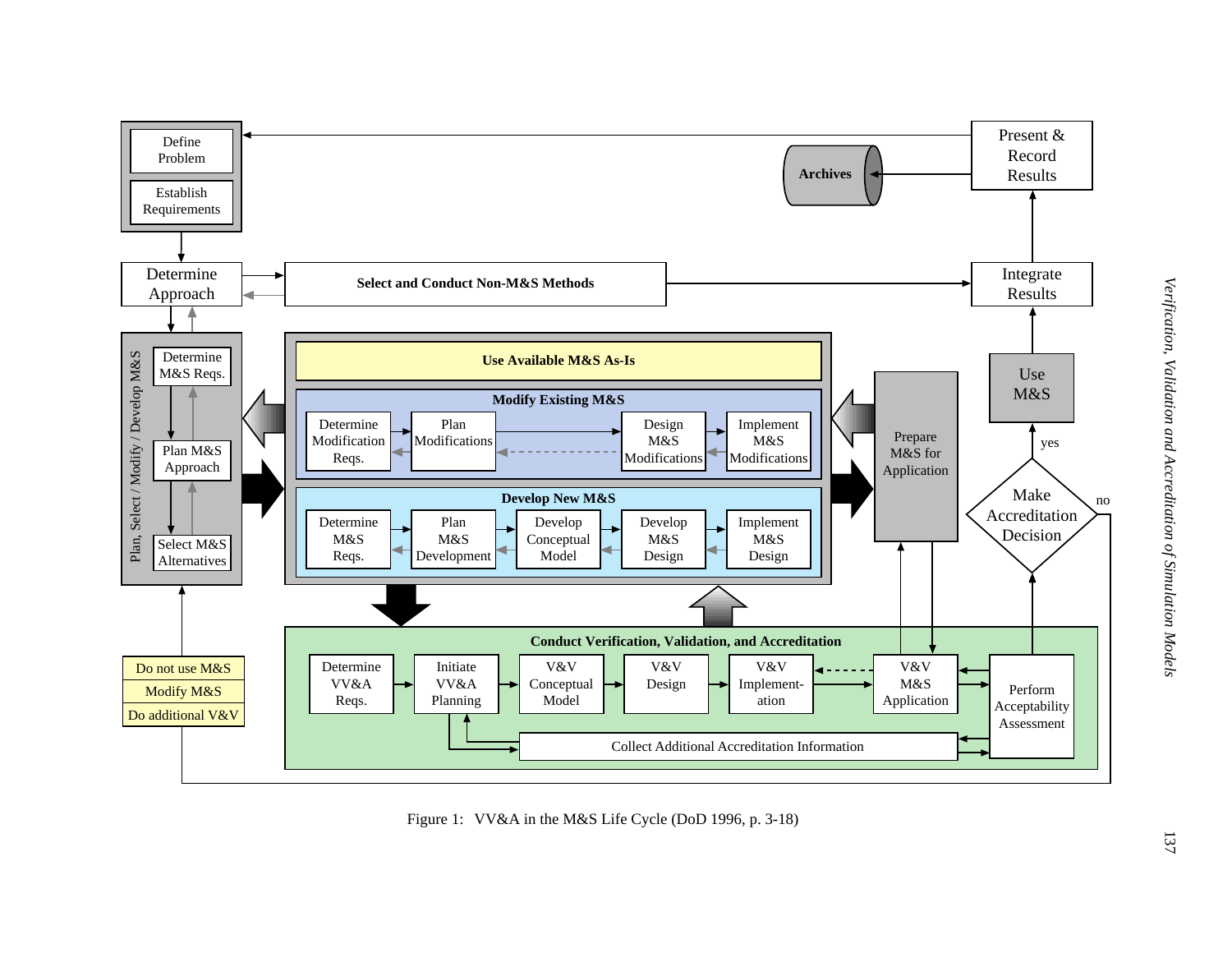Figure 1: VV&A in the M&S Life Cycle (DoD 1996, p. 3-18)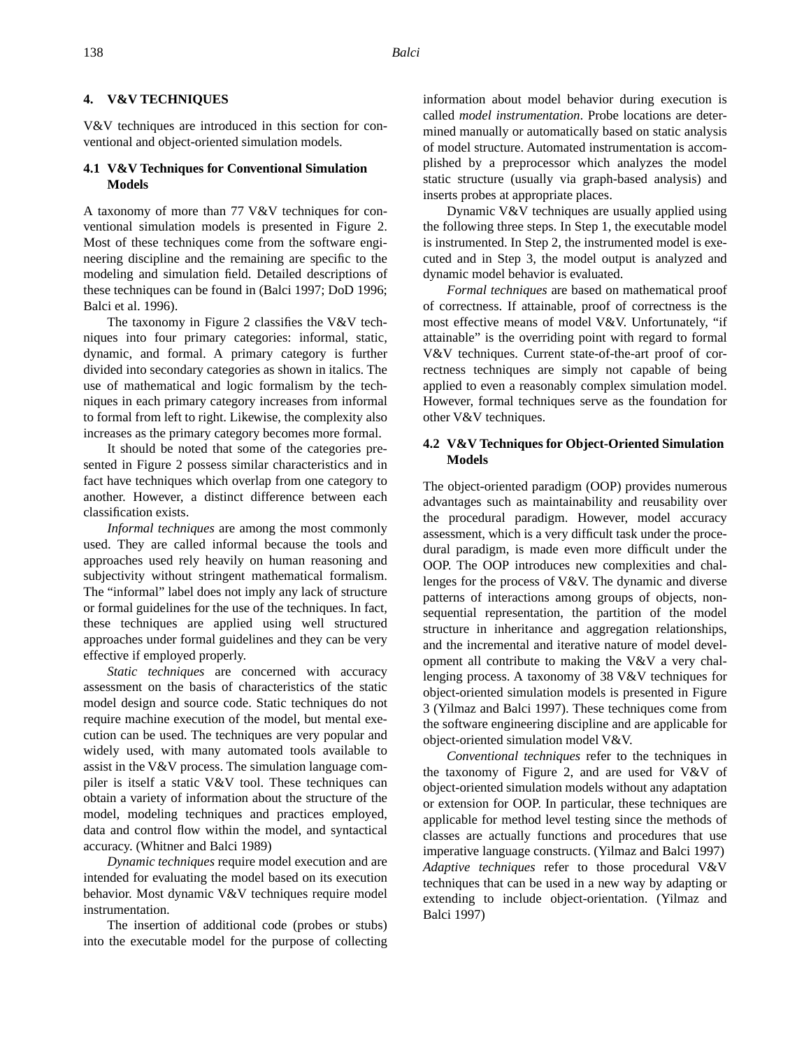## 4. V&V TECHNIQUES

V&V techniques are introduced in this section for conventional and object-oriented simulation models.

### 4.1 V&V Techniques for Conventional Simulation Models

A taxonomy of more than 77 V&V techniques for conventional simulation models is presented in Figure 2. Most of these techniques come from the software engineering discipline and the remaining are specific to the modeling and simulation field. Detailed descriptions of these techniques can be found in (Balci 1997; DoD 1996; Balci et al. 1996).

The taxonomy in Figure 2 classifies the V&V techniques into four primary categories: informal, static, dynamic, and formal. A primary category is further divided into secondary categories as shown in italics. The use of mathematical and logic formalism by the techniques in each primary category increases from informal to formal from left to right. Likewise, the complexity also increases as the primary category becomes more formal.

It should be noted that some of the categories presented in Figure 2 possess similar characteristics and in fact have techniques which overlap from one category to another. However, a distinct difference between each classification exists.

*Informal techniques* are among the most commonly used. They are called informal because the tools and approaches used rely heavily on human reasoning and subjectivity without stringent mathematical formalism. The "informal" label does not imply any lack of structure or formal guidelines for the use of the techniques. In fact, these techniques are applied using well structured approaches under formal guidelines and they can be very effective if employed properly.

*Static techniques* are concerned with accuracy assessment on the basis of characteristics of the static model design and source code. Static techniques do not require machine execution of the model, but mental execution can be used. The techniques are very popular and widely used, with many automated tools available to assist in the V&V process. The simulation language compiler is itself a static V&V tool. These techniques can obtain a variety of information about the structure of the model, modeling techniques and practices employed, data and control flow within the model, and syntactical accuracy. (Whitner and Balci 1989)

*Dynamic techniques* require model execution and are intended for evaluating the model based on its execution behavior. Most dynamic V&V techniques require model instrumentation.

The insertion of additional code (probes or stubs) into the executable model for the purpose of collecting information about model behavior during execution is called *model instrumentation*. Probe locations are determined manually or automatically based on static analysis of model structure. Automated instrumentation is accomplished by a preprocessor which analyzes the model static structure (usually via graph-based analysis) and inserts probes at appropriate places.

Dynamic V&V techniques are usually applied using the following three steps. In Step 1, the executable model is instrumented. In Step 2, the instrumented model is executed and in Step 3, the model output is analyzed and dynamic model behavior is evaluated.

*Formal techniques* are based on mathematical proof of correctness. If attainable, proof of correctness is the most effective means of model V&V. Unfortunately, "if attainable" is the overriding point with regard to formal V&V techniques. Current state-of-the-art proof of correctness techniques are simply not capable of being applied to even a reasonably complex simulation model. However, formal techniques serve as the foundation for other V&V techniques.

### 4.2 V&V Techniques for Object-Oriented Simulation Models

The object-oriented paradigm (OOP) provides numerous advantages such as maintainability and reusability over the procedural paradigm. However, model accuracy assessment, which is a very difficult task under the procedural paradigm, is made even more difficult under the OOP. The OOP introduces new complexities and challenges for the process of V&V. The dynamic and diverse patterns of interactions among groups of objects, nonsequential representation, the partition of the model structure in inheritance and aggregation relationships, and the incremental and iterative nature of model development all contribute to making the V&V a very challenging process. A taxonomy of 38 V&V techniques for object-oriented simulation models is presented in Figure 3 (Yilmaz and Balci 1997). These techniques come from the software engineering discipline and are applicable for object-oriented simulation model V&V.

*Conventional techniques* refer to the techniques in the taxonomy of Figure 2, and are used for V&V of object-oriented simulation models without any adaptation or extension for OOP. In particular, these techniques are applicable for method level testing since the methods of classes are actually functions and procedures that use imperative language constructs. (Yilmaz and Balci 1997) *Adaptive techniques* refer to those procedural V&V techniques that can be used in a new way by adapting or extending to include object-orientation. (Yilmaz and Balci 1997)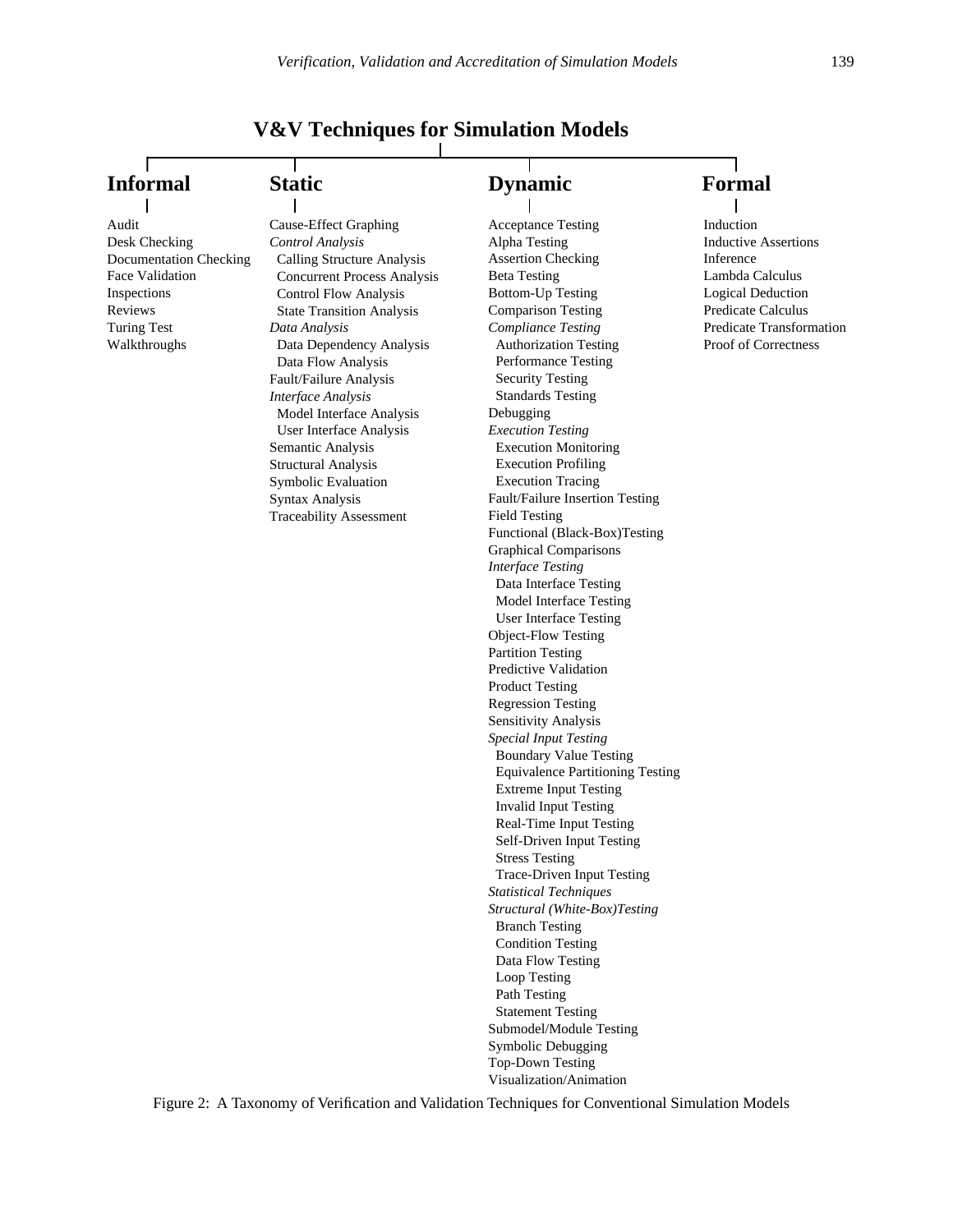## V&V Techniques for Simulation Models

### Informal

- Audit
- Desk Checking
- Documentation Checking
- Face Validation
- Inspections
- Reviews
- Turing Test
- Walkthroughs

### Static

- Cause-Effect Graphing
- *Control Analysis*
  - Calling Structure Analysis
  - Concurrent Process Analysis
  - Control Flow Analysis
  - State Transition Analysis
- *Data Analysis*
  - Data Dependency Analysis
  - Data Flow Analysis
- Fault/Failure Analysis
- *Interface Analysis*
  - Model Interface Analysis
  - User Interface Analysis
- Semantic Analysis
- Structural Analysis
- Symbolic Evaluation
- Syntax Analysis
- Traceability Assessment

### Dynamic

- Acceptance Testing
- Alpha Testing
- Assertion Checking
- Beta Testing
- Bottom-Up Testing
- Comparison Testing
- *Compliance Testing*
  - Authorization Testing
  - Performance Testing
  - Security Testing
  - Standards Testing
- Debugging
- *Execution Testing*
  - Execution Monitoring
  - Execution Profiling
  - Execution Tracing
- Fault/Failure Insertion Testing
- Field Testing
- Functional (Black-Box)Testing
- Graphical Comparisons
- *Interface Testing*
  - Data Interface Testing
  - Model Interface Testing
  - User Interface Testing
- Object-Flow Testing
- Partition Testing
- Predictive Validation
- Product Testing
- Regression Testing
- Sensitivity Analysis
- *Special Input Testing*
  - Boundary Value Testing
  - Equivalence Partitioning Testing
  - Extreme Input Testing
  - Invalid Input Testing
  - Real-Time Input Testing
  - Self-Driven Input Testing
  - Stress Testing
  - Trace-Driven Input Testing
- *Statistical Techniques*
- *Structural (White-Box)Testing*
  - Branch Testing
  - Condition Testing
  - Data Flow Testing
  - Loop Testing
  - Path Testing
  - Statement Testing
- Submodel/Module Testing
- Symbolic Debugging
- Top-Down Testing
- Visualization/Animation

### Formal

- Induction
- Inductive Assertions
- Inference
- Lambda Calculus
- Logical Deduction
- Predicate Calculus
- Predicate Transformation
- Proof of Correctness

Figure 2: A Taxonomy of Verification and Validation Techniques for Conventional Simulation Models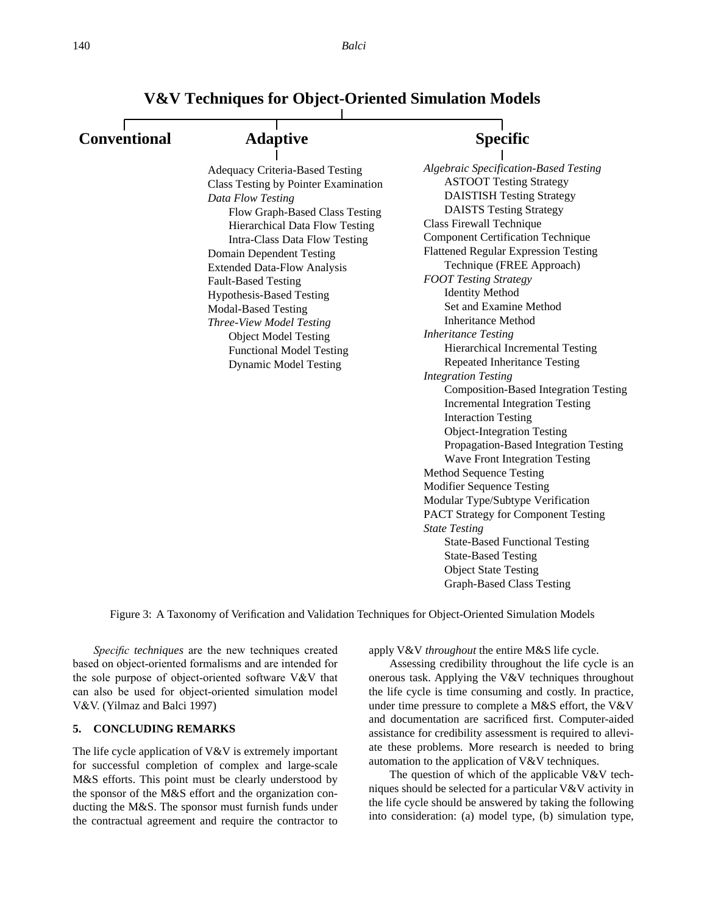**V&V Techniques for Object-Oriented Simulation Models**

**Conventional**

**Adaptive**

- Adequacy Criteria-Based Testing
- Class Testing by Pointer Examination
- *Data Flow Testing*
  - Flow Graph-Based Class Testing
  - Hierarchical Data Flow Testing
  - Intra-Class Data Flow Testing
- Domain Dependent Testing
- Extended Data-Flow Analysis
- Fault-Based Testing
- Hypothesis-Based Testing
- Modal-Based Testing
- *Three-View Model Testing*
  - Object Model Testing
  - Functional Model Testing
  - Dynamic Model Testing

**Specific**

- *Algebraic Specification-Based Testing*
  - ASTOOT Testing Strategy
  - DAISTISH Testing Strategy
  - DAISTS Testing Strategy
- Class Firewall Technique
- Component Certification Technique
- Flattened Regular Expression Testing Technique (FREE Approach)
- *FOOT Testing Strategy*
  - Identity Method
  - Set and Examine Method
  - Inheritance Method
- *Inheritance Testing*
  - Hierarchical Incremental Testing
  - Repeated Inheritance Testing
- *Integration Testing*
  - Composition-Based Integration Testing
  - Incremental Integration Testing
  - Interaction Testing
  - Object-Integration Testing
  - Propagation-Based Integration Testing
  - Wave Front Integration Testing
- Method Sequence Testing
- Modifier Sequence Testing
- Modular Type/Subtype Verification
- PACT Strategy for Component Testing
- *State Testing*
  - State-Based Functional Testing
  - State-Based Testing
  - Object State Testing
  - Graph-Based Class Testing

Figure 3: A Taxonomy of Verification and Validation Techniques for Object-Oriented Simulation Models

*Specific techniques* are the new techniques created based on object-oriented formalisms and are intended for the sole purpose of object-oriented software V&V that can also be used for object-oriented simulation model V&V. (Yilmaz and Balci 1997)

## 5. CONCLUDING REMARKS

The life cycle application of V&V is extremely important for successful completion of complex and large-scale M&S efforts. This point must be clearly understood by the sponsor of the M&S effort and the organization conducting the M&S. The sponsor must furnish funds under the contractual agreement and require the contractor to apply V&V *throughout* the entire M&S life cycle.

Assessing credibility throughout the life cycle is an onerous task. Applying the V&V techniques throughout the life cycle is time consuming and costly. In practice, under time pressure to complete a M&S effort, the V&V and documentation are sacrificed first. Computer-aided assistance for credibility assessment is required to alleviate these problems. More research is needed to bring automation to the application of V&V techniques.

The question of which of the applicable V&V techniques should be selected for a particular V&V activity in the life cycle should be answered by taking the following into consideration: (a) model type, (b) simulation type,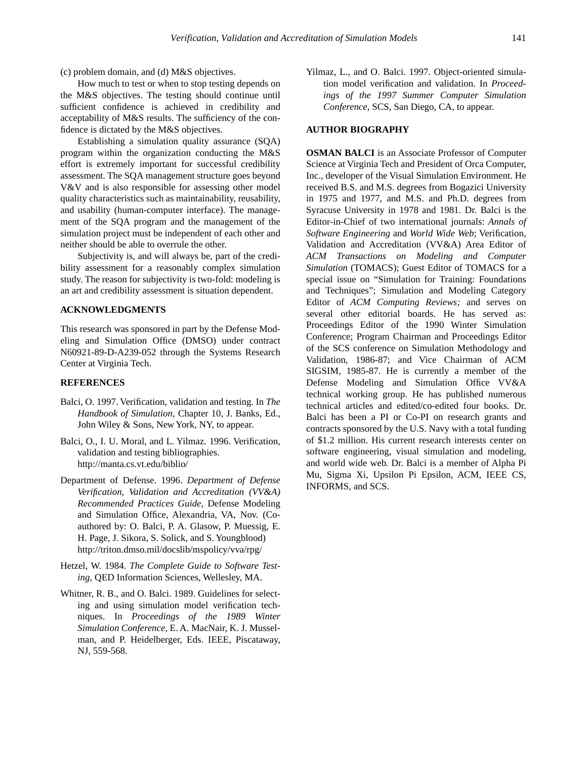(c) problem domain, and (d) M&S objectives.

How much to test or when to stop testing depends on the M&S objectives. The testing should continue until sufficient confidence is achieved in credibility and acceptability of M&S results. The sufficiency of the confidence is dictated by the M&S objectives.

Establishing a simulation quality assurance (SQA) program within the organization conducting the M&S effort is extremely important for successful credibility assessment. The SQA management structure goes beyond V&V and is also responsible for assessing other model quality characteristics such as maintainability, reusability, and usability (human-computer interface). The management of the SQA program and the management of the simulation project must be independent of each other and neither should be able to overrule the other.

Subjectivity is, and will always be, part of the credibility assessment for a reasonably complex simulation study. The reason for subjectivity is two-fold: modeling is an art and credibility assessment is situation dependent.

## ACKNOWLEDGMENTS

This research was sponsored in part by the Defense Modeling and Simulation Office (DMSO) under contract N60921-89-D-A239-052 through the Systems Research Center at Virginia Tech.

## REFERENCES

Balci, O. 1997. Verification, validation and testing. In *The Handbook of Simulation*, Chapter 10, J. Banks, Ed., John Wiley & Sons, New York, NY, to appear.

Balci, O., I. U. Moral, and L. Yilmaz. 1996. Verification, validation and testing bibliographies. http://manta.cs.vt.edu/biblio/

Department of Defense. 1996. *Department of Defense Verification, Validation and Accreditation (VV&A) Recommended Practices Guide*, Defense Modeling and Simulation Office, Alexandria, VA, Nov. (Co-authored by: O. Balci, P. A. Glasow, P. Muessig, E. H. Page, J. Sikora, S. Solick, and S. Youngblood) http://triton.dmso.mil/docslib/mspolicy/vva/rpg/

Hetzel, W. 1984. *The Complete Guide to Software Testing*, QED Information Sciences, Wellesley, MA.

Whitner, R. B., and O. Balci. 1989. Guidelines for selecting and using simulation model verification techniques. In *Proceedings of the 1989 Winter Simulation Conference*, E. A. MacNair, K. J. Musselman, and P. Heidelberger, Eds. IEEE, Piscataway, NJ, 559-568.

Yilmaz, L., and O. Balci. 1997. Object-oriented simulation model verification and validation. In *Proceedings of the 1997 Summer Computer Simulation Conference*, SCS, San Diego, CA, to appear.

## AUTHOR BIOGRAPHY

**OSMAN BALCI** is an Associate Professor of Computer Science at Virginia Tech and President of Orca Computer, Inc., developer of the Visual Simulation Environment. He received B.S. and M.S. degrees from Bogazici University in 1975 and 1977, and M.S. and Ph.D. degrees from Syracuse University in 1978 and 1981. Dr. Balci is the Editor-in-Chief of two international journals: *Annals of Software Engineering* and *World Wide Web*; Verification, Validation and Accreditation (VV&A) Area Editor of *ACM Transactions on Modeling and Computer Simulation* (TOMACS); Guest Editor of TOMACS for a special issue on “Simulation for Training: Foundations and Techniques”; Simulation and Modeling Category Editor of *ACM Computing Reviews;* and serves on several other editorial boards. He has served as: Proceedings Editor of the 1990 Winter Simulation Conference; Program Chairman and Proceedings Editor of the SCS conference on Simulation Methodology and Validation, 1986-87; and Vice Chairman of ACM SIGSIM, 1985-87. He is currently a member of the Defense Modeling and Simulation Office VV&A technical working group. He has published numerous technical articles and edited/co-edited four books. Dr. Balci has been a PI or Co-PI on research grants and contracts sponsored by the U.S. Navy with a total funding of $1.2 million. His current research interests center on software engineering, visual simulation and modeling, and world wide web. Dr. Balci is a member of Alpha Pi Mu, Sigma Xi, Upsilon Pi Epsilon, ACM, IEEE CS, INFORMS, and SCS.